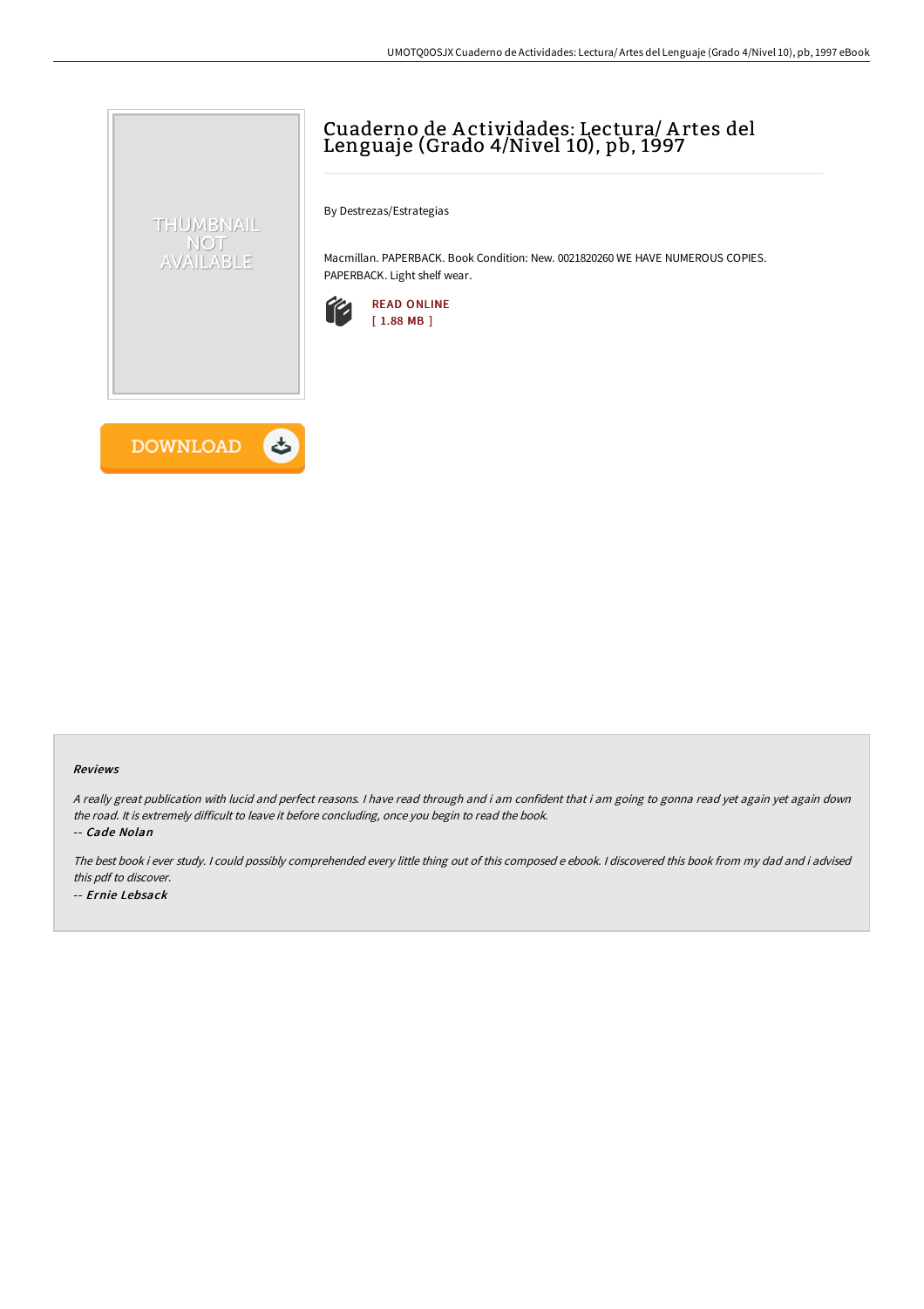# Cuaderno de Actividades: Lectura/ Artes del Lenguaje (Grado 4/Nivel 10), pb, 1997

By Destrezas/Estrategias

Macmillan. PAPERBACK. Book Condition: New. 0021820260 WE HAVE NUMEROUS COPIES. PAPERBACK. Light shelf wear.

READ ONLINE
[ 1.88 MB ]

DOWNLOAD

#### Reviews

*A really great publication with lucid and perfect reasons. I have read through and i am confident that i am going to gonna read yet again yet again down the road. It is extremely difficult to leave it before concluding, once you begin to read the book.*

*-- Cade Nolan*

*The best book i ever study. I could possibly comprehended every little thing out of this composed e ebook. I discovered this book from my dad and i advised this pdf to discover.*

*-- Ernie Lebsack*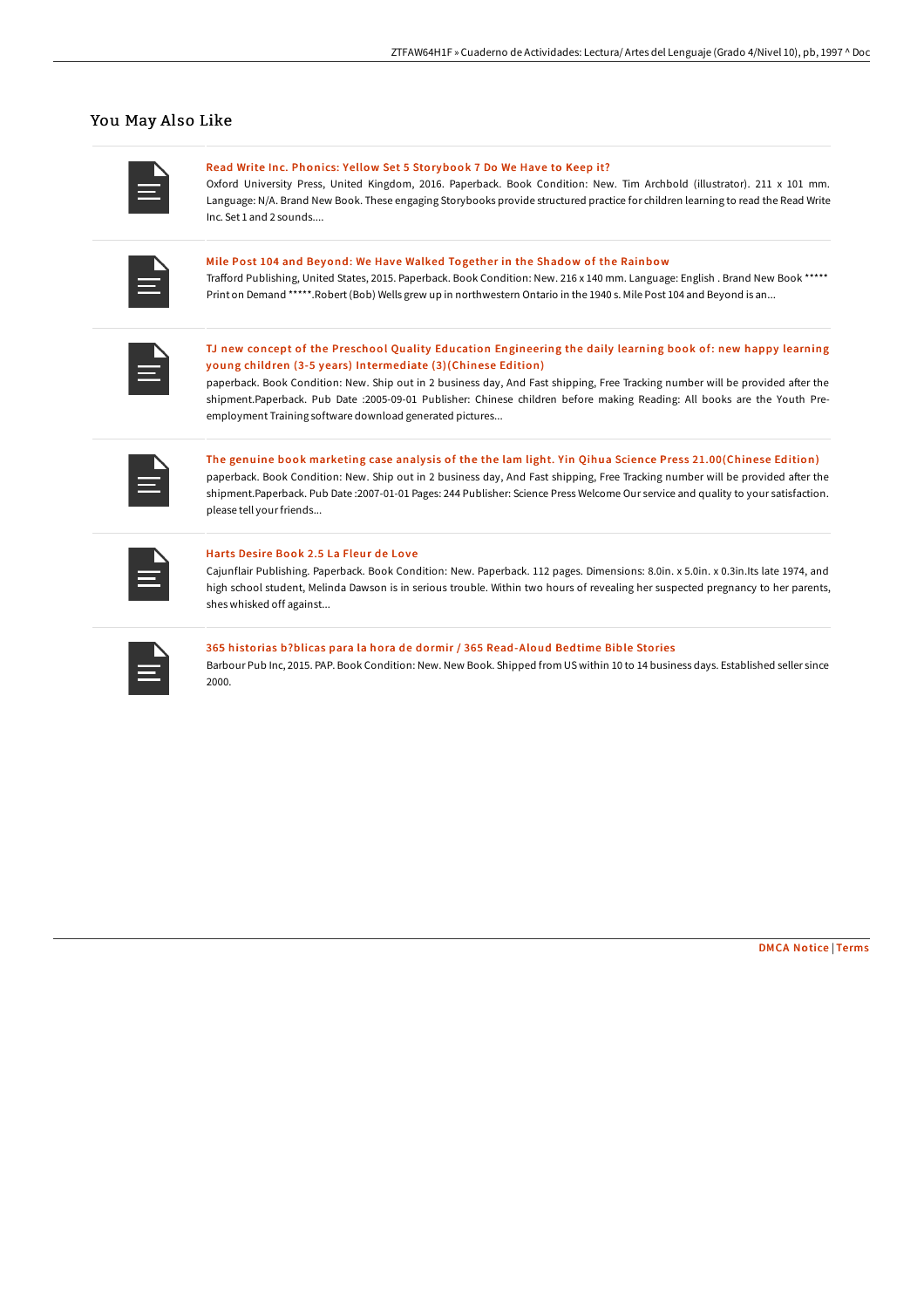## You May Also Like

**Read Write Inc. Phonics: Yellow Set 5 Storybook 7 Do We Have to Keep it?**

Oxford University Press, United Kingdom, 2016. Paperback. Book Condition: New. Tim Archbold (illustrator). 211 x 101 mm. Language: N/A. Brand New Book. These engaging Storybooks provide structured practice for children learning to read the Read Write Inc. Set 1 and 2 sounds....

**Mile Post 104 and Beyond: We Have Walked Together in the Shadow of the Rainbow**

Trafford Publishing, United States, 2015. Paperback. Book Condition: New. 216 x 140 mm. Language: English . Brand New Book ***** Print on Demand *****.Robert (Bob) Wells grew up in northwestern Ontario in the 1940 s. Mile Post 104 and Beyond is an...

**TJ new concept of the Preschool Quality Education Engineering the daily learning book of: new happy learning young children (3-5 years) Intermediate (3)(Chinese Edition)**

paperback. Book Condition: New. Ship out in 2 business day, And Fast shipping, Free Tracking number will be provided after the shipment.Paperback. Pub Date :2005-09-01 Publisher: Chinese children before making Reading: All books are the Youth Pre-employment Training software download generated pictures...

**The genuine book marketing case analysis of the the lam light. Yin Qihua Science Press 21.00(Chinese Edition)**

paperback. Book Condition: New. Ship out in 2 business day, And Fast shipping, Free Tracking number will be provided after the shipment.Paperback. Pub Date :2007-01-01 Pages: 244 Publisher: Science Press Welcome Our service and quality to your satisfaction. please tell your friends...

**Harts Desire Book 2.5 La Fleur de Love**

Cajunflair Publishing. Paperback. Book Condition: New. Paperback. 112 pages. Dimensions: 8.0in. x 5.0in. x 0.3in.Its late 1974, and high school student, Melinda Dawson is in serious trouble. Within two hours of revealing her suspected pregnancy to her parents, shes whisked off against...

**365 historias b?blicas para la hora de dormir / 365 Read-Aloud Bedtime Bible Stories**

Barbour Pub Inc, 2015. PAP. Book Condition: New. New Book. Shipped from US within 10 to 14 business days. Established seller since 2000.